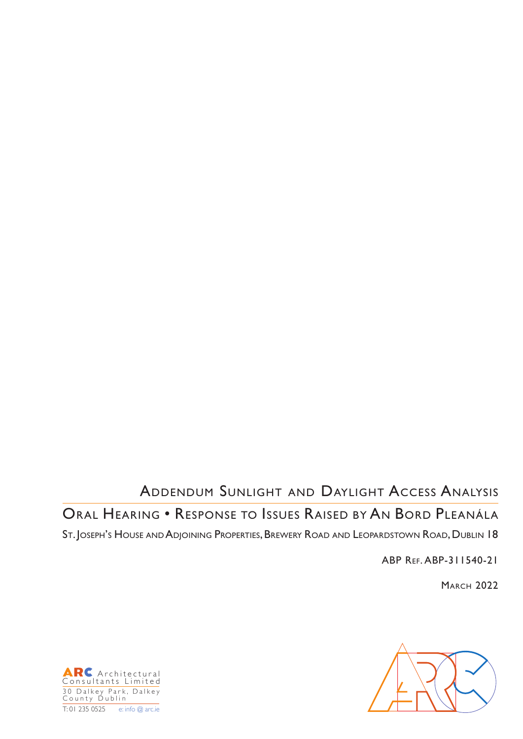# Addendum Sunlight and Daylight Access Analysis

## Oral Hearing • Response to Issues Raised by An Bord Pleanála

St. Joseph's House and Adjoining Properties, Brewery Road and Leopardstown Road, Dublin 18

ABP Ref. ABP-311540-21

March 2022

ARC Architectural Consultants Limited
30 Dalkey Park, Dalkey
County Dublin
T: 01 235 0525 e: info @ arc.ie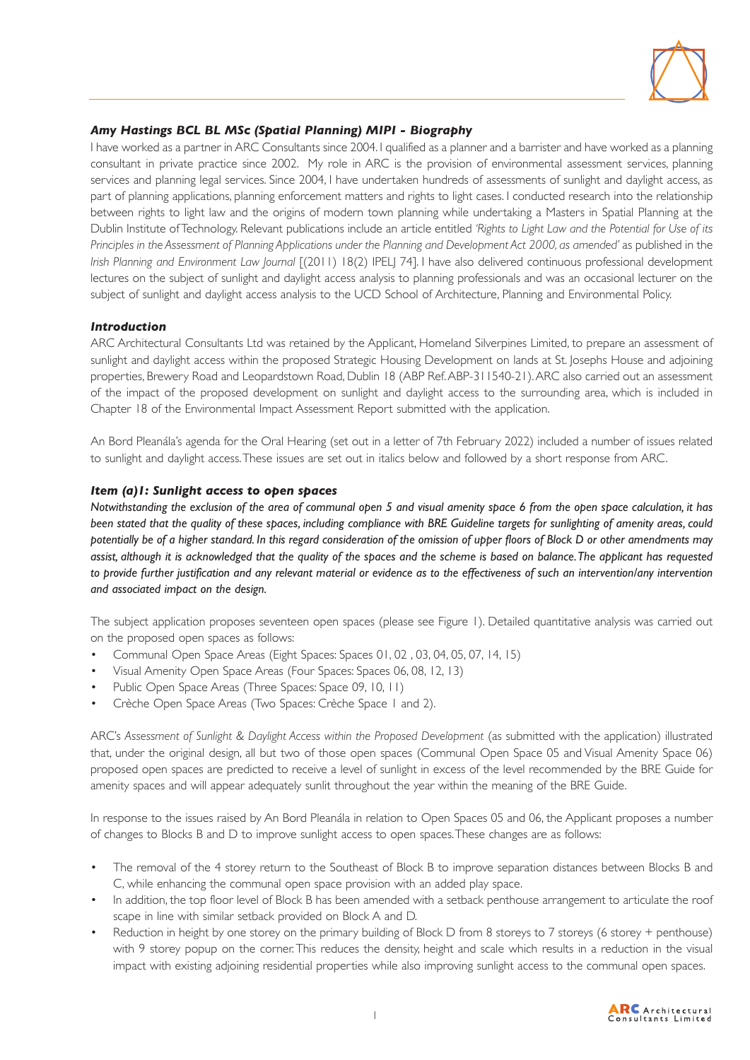### *Amy Hastings BCL BL MSc (Spatial Planning) MIPI - Biography*

I have worked as a partner in ARC Consultants since 2004. I qualified as a planner and a barrister and have worked as a planning consultant in private practice since 2002. My role in ARC is the provision of environmental assessment services, planning services and planning legal services. Since 2004, I have undertaken hundreds of assessments of sunlight and daylight access, as part of planning applications, planning enforcement matters and rights to light cases. I conducted research into the relationship between rights to light law and the origins of modern town planning while undertaking a Masters in Spatial Planning at the Dublin Institute of Technology. Relevant publications include an article entitled *'Rights to Light Law and the Potential for Use of its Principles in the Assessment of Planning Applications under the Planning and Development Act 2000, as amended'* as published in the *Irish Planning and Environment Law Journal* [(2011) 18(2) IPELJ 74]. I have also delivered continuous professional development lectures on the subject of sunlight and daylight access analysis to planning professionals and was an occasional lecturer on the subject of sunlight and daylight access analysis to the UCD School of Architecture, Planning and Environmental Policy.

### *Introduction*

ARC Architectural Consultants Ltd was retained by the Applicant, Homeland Silverpines Limited, to prepare an assessment of sunlight and daylight access within the proposed Strategic Housing Development on lands at St. Josephs House and adjoining properties, Brewery Road and Leopardstown Road, Dublin 18 (ABP Ref. ABP-311540-21). ARC also carried out an assessment of the impact of the proposed development on sunlight and daylight access to the surrounding area, which is included in Chapter 18 of the Environmental Impact Assessment Report submitted with the application.

An Bord Pleanála's agenda for the Oral Hearing (set out in a letter of 7th February 2022) included a number of issues related to sunlight and daylight access. These issues are set out in italics below and followed by a short response from ARC.

### *Item (a)1: Sunlight access to open spaces*

***Notwithstanding the exclusion of the area of communal open 5 and visual amenity space 6 from the open space calculation, it has been stated that the quality of these spaces, including compliance with BRE Guideline targets for sunlighting of amenity areas, could potentially be of a higher standard. In this regard consideration of the omission of upper floors of Block D or other amendments may assist, although it is acknowledged that the quality of the spaces and the scheme is based on balance. The applicant has requested to provide further justification and any relevant material or evidence as to the effectiveness of such an intervention/any intervention and associated impact on the design.***

The subject application proposes seventeen open spaces (please see Figure 1). Detailed quantitative analysis was carried out on the proposed open spaces as follows:

- Communal Open Space Areas (Eight Spaces: Spaces 01, 02 , 03, 04, 05, 07, 14, 15)
- Visual Amenity Open Space Areas (Four Spaces: Spaces 06, 08, 12, 13)
- Public Open Space Areas (Three Spaces: Space 09, 10, 11)
- Crèche Open Space Areas (Two Spaces: Crèche Space 1 and 2).

ARC's *Assessment of Sunlight & Daylight Access within the Proposed Development* (as submitted with the application) illustrated that, under the original design, all but two of those open spaces (Communal Open Space 05 and Visual Amenity Space 06) proposed open spaces are predicted to receive a level of sunlight in excess of the level recommended by the BRE Guide for amenity spaces and will appear adequately sunlit throughout the year within the meaning of the BRE Guide.

In response to the issues raised by An Bord Pleanála in relation to Open Spaces 05 and 06, the Applicant proposes a number of changes to Blocks B and D to improve sunlight access to open spaces. These changes are as follows:

- The removal of the 4 storey return to the Southeast of Block B to improve separation distances between Blocks B and C, while enhancing the communal open space provision with an added play space.
- In addition, the top floor level of Block B has been amended with a setback penthouse arrangement to articulate the roof scape in line with similar setback provided on Block A and D.
- Reduction in height by one storey on the primary building of Block D from 8 storeys to 7 storeys (6 storey + penthouse) with 9 storey popup on the corner. This reduces the density, height and scale which results in a reduction in the visual impact with existing adjoining residential properties while also improving sunlight access to the communal open spaces.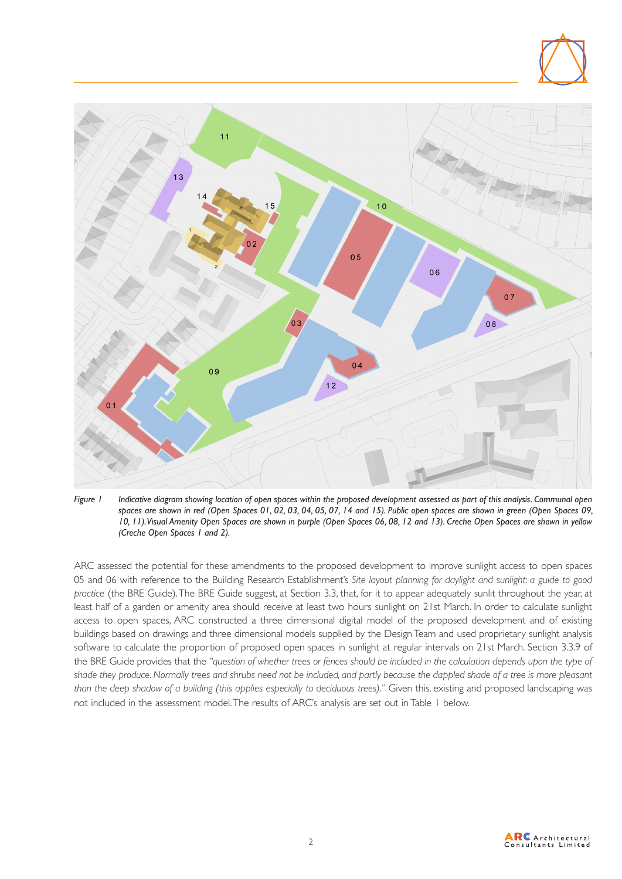*Figure 1 Indicative diagram showing location of open spaces within the proposed development assessed as part of this analysis. Communal open spaces are shown in red (Open Spaces 01, 02, 03, 04, 05, 07, 14 and 15). Public open spaces are shown in green (Open Spaces 09, 10, 11). Visual Amenity Open Spaces are shown in purple (Open Spaces 06, 08, 12 and 13). Creche Open Spaces are shown in yellow (Creche Open Spaces 1 and 2).*

ARC assessed the potential for these amendments to the proposed development to improve sunlight access to open spaces 05 and 06 with reference to the Building Research Establishment's *Site layout planning for daylight and sunlight: a guide to good practice* (the BRE Guide). The BRE Guide suggest, at Section 3.3, that, for it to appear adequately sunlit throughout the year, at least half of a garden or amenity area should receive at least two hours sunlight on 21st March. In order to calculate sunlight access to open spaces, ARC constructed a three dimensional digital model of the proposed development and of existing buildings based on drawings and three dimensional models supplied by the Design Team and used proprietary sunlight analysis software to calculate the proportion of proposed open spaces in sunlight at regular intervals on 21st March. Section 3.3.9 of the BRE Guide provides that the *"question of whether trees or fences should be included in the calculation depends upon the type of shade they produce. Normally trees and shrubs need not be included, and partly because the dappled shade of a tree is more pleasant than the deep shadow of a building (this applies especially to deciduous trees)."* Given this, existing and proposed landscaping was not included in the assessment model. The results of ARC's analysis are set out in Table 1 below.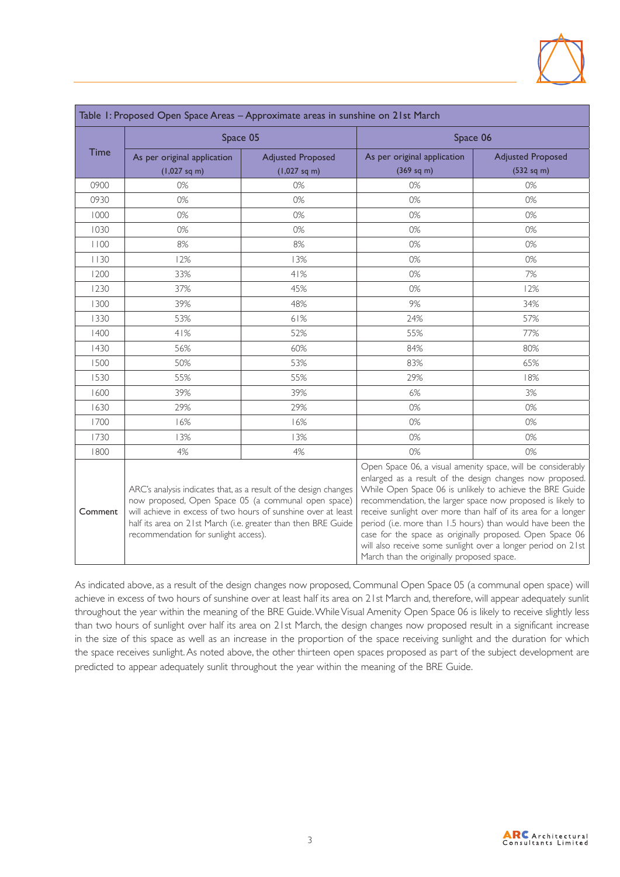| Table 1: Proposed Open Space Areas – Approximate areas in sunshine on 21st March | | | | |
|---|---|---|---|---|
| Time | Space 05 | | Space 06 | |
| | As per original application (1,027 sq m) | Adjusted Proposed (1,027 sq m) | As per original application (369 sq m) | Adjusted Proposed (532 sq m) |
| 0900 | 0% | 0% | 0% | 0% |
| 0930 | 0% | 0% | 0% | 0% |
| 1000 | 0% | 0% | 0% | 0% |
| 1030 | 0% | 0% | 0% | 0% |
| 1100 | 8% | 8% | 0% | 0% |
| 1130 | 12% | 13% | 0% | 0% |
| 1200 | 33% | 41% | 0% | 7% |
| 1230 | 37% | 45% | 0% | 12% |
| 1300 | 39% | 48% | 9% | 34% |
| 1330 | 53% | 61% | 24% | 57% |
| 1400 | 41% | 52% | 55% | 77% |
| 1430 | 56% | 60% | 84% | 80% |
| 1500 | 50% | 53% | 83% | 65% |
| 1530 | 55% | 55% | 29% | 18% |
| 1600 | 39% | 39% | 6% | 3% |
| 1630 | 29% | 29% | 0% | 0% |
| 1700 | 16% | 16% | 0% | 0% |
| 1730 | 13% | 13% | 0% | 0% |
| 1800 | 4% | 4% | 0% | 0% |
| Comment | ARC's analysis indicates that, as a result of the design changes now proposed, Open Space 05 (a communal open space) will achieve in excess of two hours of sunshine over at least half its area on 21st March (i.e. greater than then BRE Guide recommendation for sunlight access). | | Open Space 06, a visual amenity space, will be considerably enlarged as a result of the design changes now proposed. While Open Space 06 is unlikely to achieve the BRE Guide recommendation, the larger space now proposed is likely to receive sunlight over more than half of its area for a longer period (i.e. more than 1.5 hours) than would have been the case for the space as originally proposed. Open Space 06 will also receive some sunlight over a longer period on 21st March than the originally proposed space. | |

As indicated above, as a result of the design changes now proposed, Communal Open Space 05 (a communal open space) will achieve in excess of two hours of sunshine over at least half its area on 21st March and, therefore, will appear adequately sunlit throughout the year within the meaning of the BRE Guide. While Visual Amenity Open Space 06 is likely to receive slightly less than two hours of sunlight over half its area on 21st March, the design changes now proposed result in a significant increase in the size of this space as well as an increase in the proportion of the space receiving sunlight and the duration for which the space receives sunlight. As noted above, the other thirteen open spaces proposed as part of the subject development are predicted to appear adequately sunlit throughout the year within the meaning of the BRE Guide.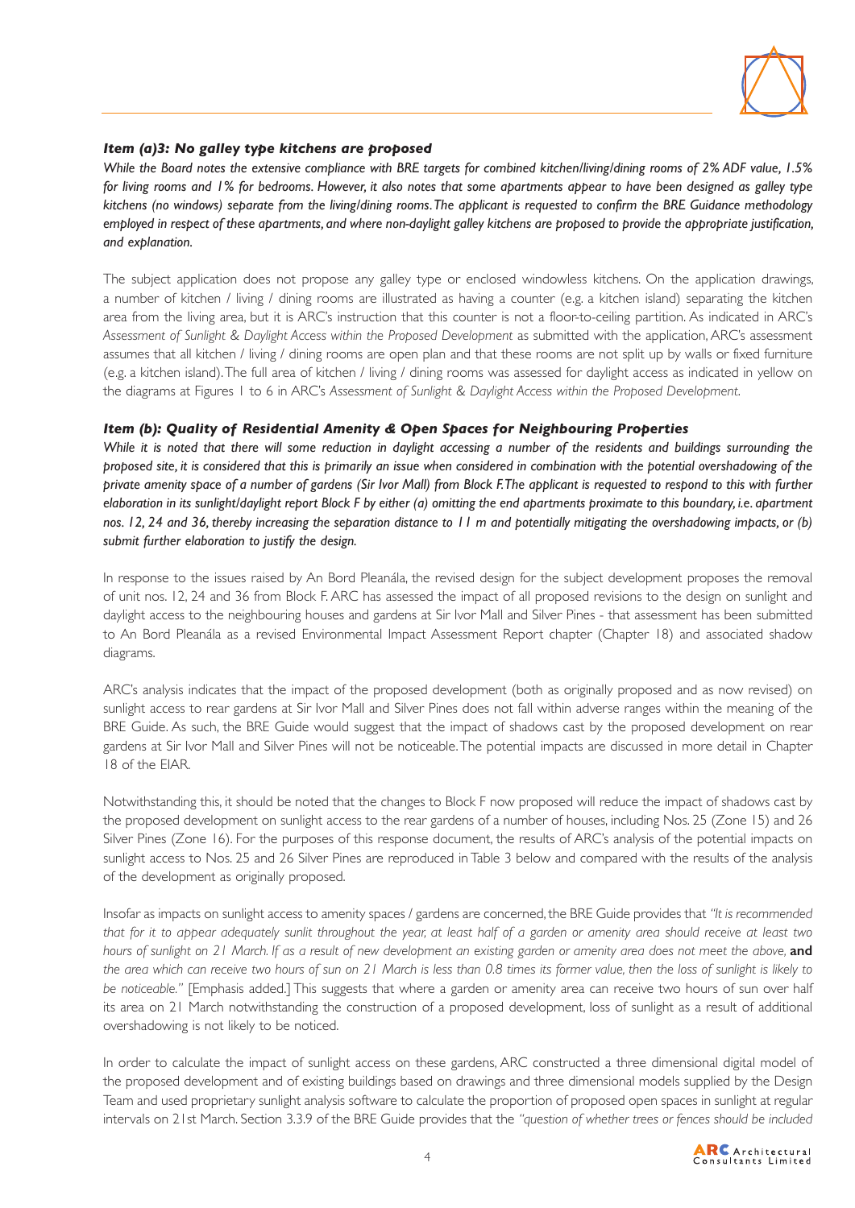### *Item (a)3: No galley type kitchens are proposed*

*While the Board notes the extensive compliance with BRE targets for combined kitchen/living/dining rooms of 2% ADF value, 1.5% for living rooms and 1% for bedrooms. However, it also notes that some apartments appear to have been designed as galley type kitchens (no windows) separate from the living/dining rooms. The applicant is requested to confirm the BRE Guidance methodology employed in respect of these apartments, and where non-daylight galley kitchens are proposed to provide the appropriate justification, and explanation.*

The subject application does not propose any galley type or enclosed windowless kitchens. On the application drawings, a number of kitchen / living / dining rooms are illustrated as having a counter (e.g. a kitchen island) separating the kitchen area from the living area, but it is ARC's instruction that this counter is not a floor-to-ceiling partition. As indicated in ARC's *Assessment of Sunlight & Daylight Access within the Proposed Development* as submitted with the application, ARC's assessment assumes that all kitchen / living / dining rooms are open plan and that these rooms are not split up by walls or fixed furniture (e.g. a kitchen island). The full area of kitchen / living / dining rooms was assessed for daylight access as indicated in yellow on the diagrams at Figures 1 to 6 in ARC's *Assessment of Sunlight & Daylight Access within the Proposed Development*.

### *Item (b): Quality of Residential Amenity & Open Spaces for Neighbouring Properties*

*While it is noted that there will some reduction in daylight accessing a number of the residents and buildings surrounding the proposed site, it is considered that this is primarily an issue when considered in combination with the potential overshadowing of the private amenity space of a number of gardens (Sir Ivor Mall) from Block F. The applicant is requested to respond to this with further elaboration in its sunlight/daylight report Block F by either (a) omitting the end apartments proximate to this boundary, i.e. apartment nos. 12, 24 and 36, thereby increasing the separation distance to 11 m and potentially mitigating the overshadowing impacts, or (b) submit further elaboration to justify the design.*

In response to the issues raised by An Bord Pleanála, the revised design for the subject development proposes the removal of unit nos. 12, 24 and 36 from Block F. ARC has assessed the impact of all proposed revisions to the design on sunlight and daylight access to the neighbouring houses and gardens at Sir Ivor Mall and Silver Pines - that assessment has been submitted to An Bord Pleanála as a revised Environmental Impact Assessment Report chapter (Chapter 18) and associated shadow diagrams.

ARC's analysis indicates that the impact of the proposed development (both as originally proposed and as now revised) on sunlight access to rear gardens at Sir Ivor Mall and Silver Pines does not fall within adverse ranges within the meaning of the BRE Guide. As such, the BRE Guide would suggest that the impact of shadows cast by the proposed development on rear gardens at Sir Ivor Mall and Silver Pines will not be noticeable. The potential impacts are discussed in more detail in Chapter 18 of the EIAR.

Notwithstanding this, it should be noted that the changes to Block F now proposed will reduce the impact of shadows cast by the proposed development on sunlight access to the rear gardens of a number of houses, including Nos. 25 (Zone 15) and 26 Silver Pines (Zone 16). For the purposes of this response document, the results of ARC's analysis of the potential impacts on sunlight access to Nos. 25 and 26 Silver Pines are reproduced in Table 3 below and compared with the results of the analysis of the development as originally proposed.

Insofar as impacts on sunlight access to amenity spaces / gardens are concerned, the BRE Guide provides that *"It is recommended that for it to appear adequately sunlit throughout the year, at least half of a garden or amenity area should receive at least two hours of sunlight on 21 March. If as a result of new development an existing garden or amenity area does not meet the above,* **and** *the area which can receive two hours of sun on 21 March is less than 0.8 times its former value, then the loss of sunlight is likely to be noticeable."* [Emphasis added.] This suggests that where a garden or amenity area can receive two hours of sun over half its area on 21 March notwithstanding the construction of a proposed development, loss of sunlight as a result of additional overshadowing is not likely to be noticed.

In order to calculate the impact of sunlight access on these gardens, ARC constructed a three dimensional digital model of the proposed development and of existing buildings based on drawings and three dimensional models supplied by the Design Team and used proprietary sunlight analysis software to calculate the proportion of proposed open spaces in sunlight at regular intervals on 21st March. Section 3.3.9 of the BRE Guide provides that the *"question of whether trees or fences should be included*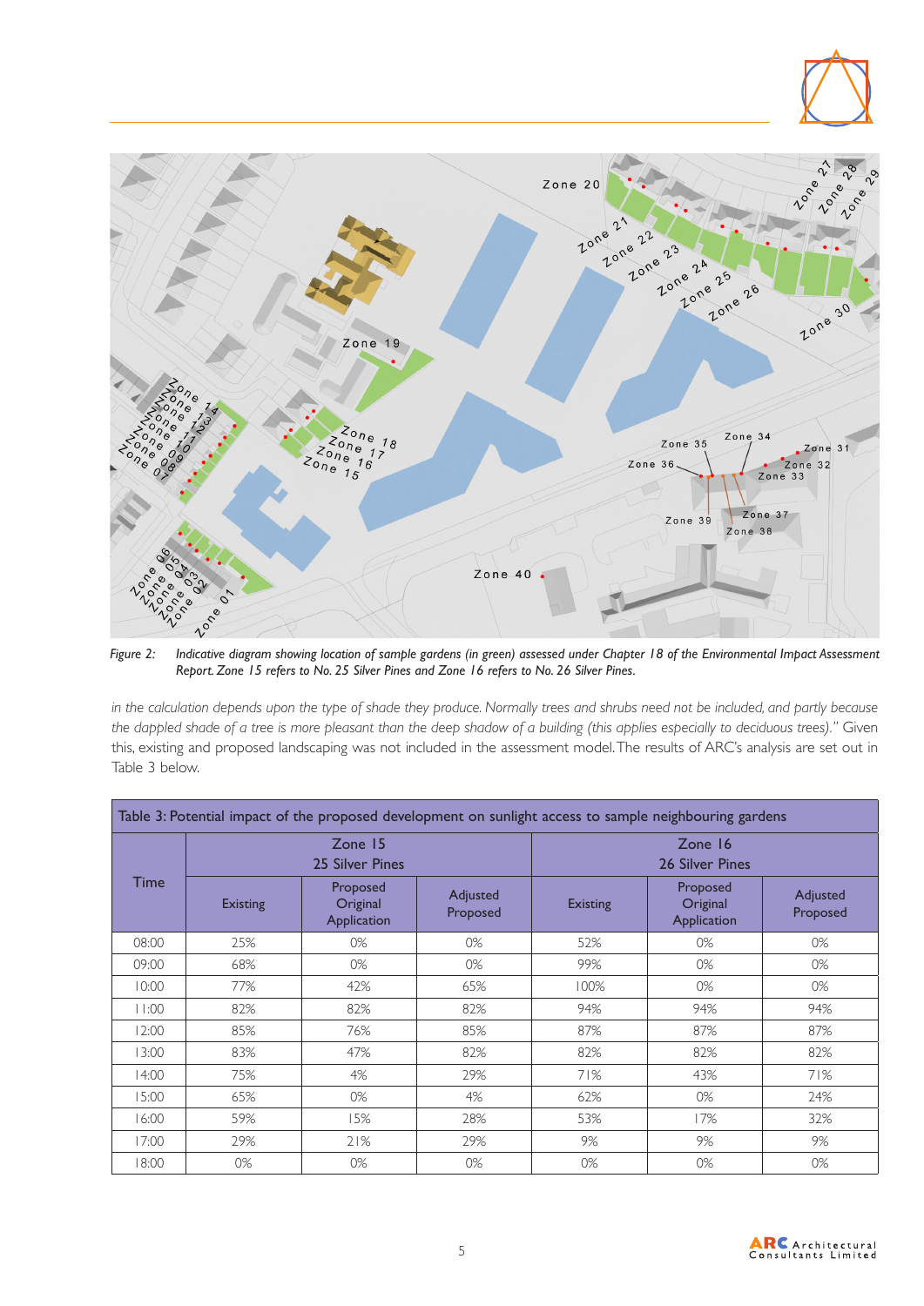*Figure 2: Indicative diagram showing location of sample gardens (in green) assessed under Chapter 18 of the Environmental Impact Assessment Report. Zone 15 refers to No. 25 Silver Pines and Zone 16 refers to No. 26 Silver Pines.*

*in the calculation depends upon the type of shade they produce. Normally trees and shrubs need not be included, and partly because the dappled shade of a tree is more pleasant than the deep shadow of a building (this applies especially to deciduous trees)."* Given this, existing and proposed landscaping was not included in the assessment model. The results of ARC's analysis are set out in Table 3 below.

**Table 3: Potential impact of the proposed development on sunlight access to sample neighbouring gardens**

| Time | Zone 15 25 Silver Pines | | | Zone 16 26 Silver Pines | | |
|---|---|---|---|---|---|---|
| | Existing | Proposed Original Application | Adjusted Proposed | Existing | Proposed Original Application | Adjusted Proposed |
| 08:00 | 25% | 0% | 0% | 52% | 0% | 0% |
| 09:00 | 68% | 0% | 0% | 99% | 0% | 0% |
| 10:00 | 77% | 42% | 65% | 100% | 0% | 0% |
| 11:00 | 82% | 82% | 82% | 94% | 94% | 94% |
| 12:00 | 85% | 76% | 85% | 87% | 87% | 87% |
| 13:00 | 83% | 47% | 82% | 82% | 82% | 82% |
| 14:00 | 75% | 4% | 29% | 71% | 43% | 71% |
| 15:00 | 65% | 0% | 4% | 62% | 0% | 24% |
| 16:00 | 59% | 15% | 28% | 53% | 17% | 32% |
| 17:00 | 29% | 21% | 29% | 9% | 9% | 9% |
| 18:00 | 0% | 0% | 0% | 0% | 0% | 0% |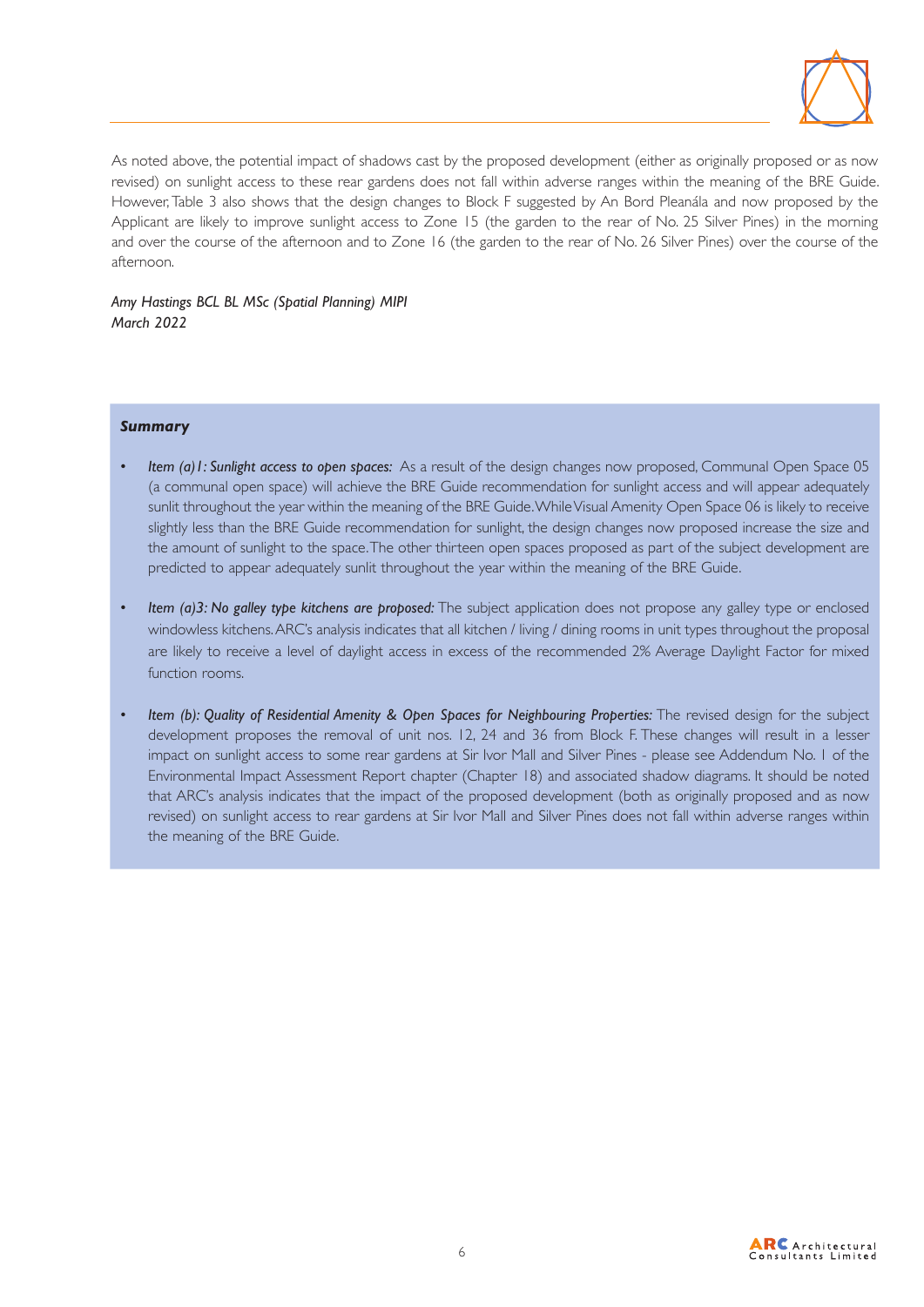As noted above, the potential impact of shadows cast by the proposed development (either as originally proposed or as now revised) on sunlight access to these rear gardens does not fall within adverse ranges within the meaning of the BRE Guide. However, Table 3 also shows that the design changes to Block F suggested by An Bord Pleanála and now proposed by the Applicant are likely to improve sunlight access to Zone 15 (the garden to the rear of No. 25 Silver Pines) in the morning and over the course of the afternoon and to Zone 16 (the garden to the rear of No. 26 Silver Pines) over the course of the afternoon.

*Amy Hastings BCL BL MSc (Spatial Planning) MIPI*
*March 2022*

***Summary***

- *Item (a)1: Sunlight access to open spaces:* As a result of the design changes now proposed, Communal Open Space 05 (a communal open space) will achieve the BRE Guide recommendation for sunlight access and will appear adequately sunlit throughout the year within the meaning of the BRE Guide. While Visual Amenity Open Space 06 is likely to receive slightly less than the BRE Guide recommendation for sunlight, the design changes now proposed increase the size and the amount of sunlight to the space. The other thirteen open spaces proposed as part of the subject development are predicted to appear adequately sunlit throughout the year within the meaning of the BRE Guide.

- *Item (a)3: No galley type kitchens are proposed:* The subject application does not propose any galley type or enclosed windowless kitchens. ARC's analysis indicates that all kitchen / living / dining rooms in unit types throughout the proposal are likely to receive a level of daylight access in excess of the recommended 2% Average Daylight Factor for mixed function rooms.

- *Item (b): Quality of Residential Amenity & Open Spaces for Neighbouring Properties:* The revised design for the subject development proposes the removal of unit nos. 12, 24 and 36 from Block F. These changes will result in a lesser impact on sunlight access to some rear gardens at Sir Ivor Mall and Silver Pines - please see Addendum No. 1 of the Environmental Impact Assessment Report chapter (Chapter 18) and associated shadow diagrams. It should be noted that ARC's analysis indicates that the impact of the proposed development (both as originally proposed and as now revised) on sunlight access to rear gardens at Sir Ivor Mall and Silver Pines does not fall within adverse ranges within the meaning of the BRE Guide.